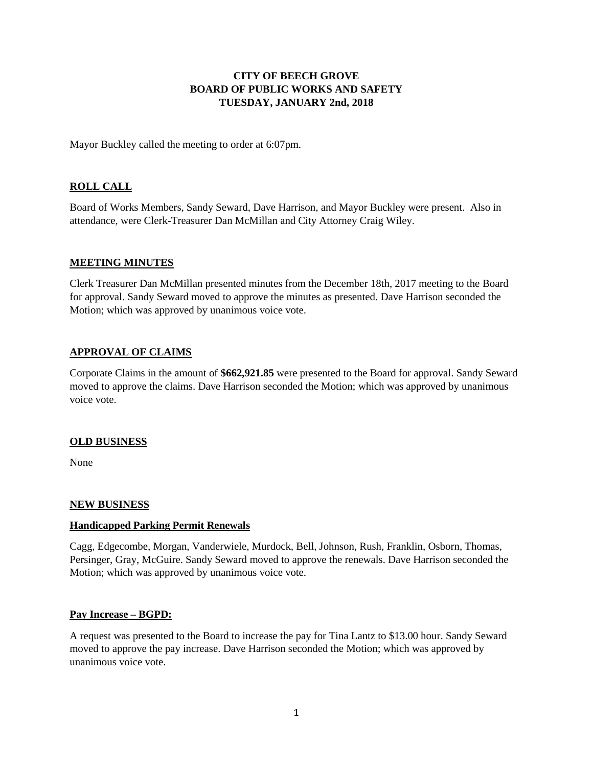**CITY OF BEECH GROVE**
**BOARD OF PUBLIC WORKS AND SAFETY**
**TUESDAY, JANUARY 2nd, 2018**

Mayor Buckley called the meeting to order at 6:07pm.

## ROLL CALL

Board of Works Members, Sandy Seward, Dave Harrison, and Mayor Buckley were present. Also in attendance, were Clerk-Treasurer Dan McMillan and City Attorney Craig Wiley.

## MEETING MINUTES

Clerk Treasurer Dan McMillan presented minutes from the December 18th, 2017 meeting to the Board for approval. Sandy Seward moved to approve the minutes as presented. Dave Harrison seconded the Motion; which was approved by unanimous voice vote.

## APPROVAL OF CLAIMS

Corporate Claims in the amount of **$662,921.85** were presented to the Board for approval. Sandy Seward moved to approve the claims. Dave Harrison seconded the Motion; which was approved by unanimous voice vote.

## OLD BUSINESS

None

## NEW BUSINESS

### Handicapped Parking Permit Renewals

Cagg, Edgecombe, Morgan, Vanderwiele, Murdock, Bell, Johnson, Rush, Franklin, Osborn, Thomas, Persinger, Gray, McGuire. Sandy Seward moved to approve the renewals. Dave Harrison seconded the Motion; which was approved by unanimous voice vote.

### Pay Increase – BGPD:

A request was presented to the Board to increase the pay for Tina Lantz to $13.00 hour. Sandy Seward moved to approve the pay increase. Dave Harrison seconded the Motion; which was approved by unanimous voice vote.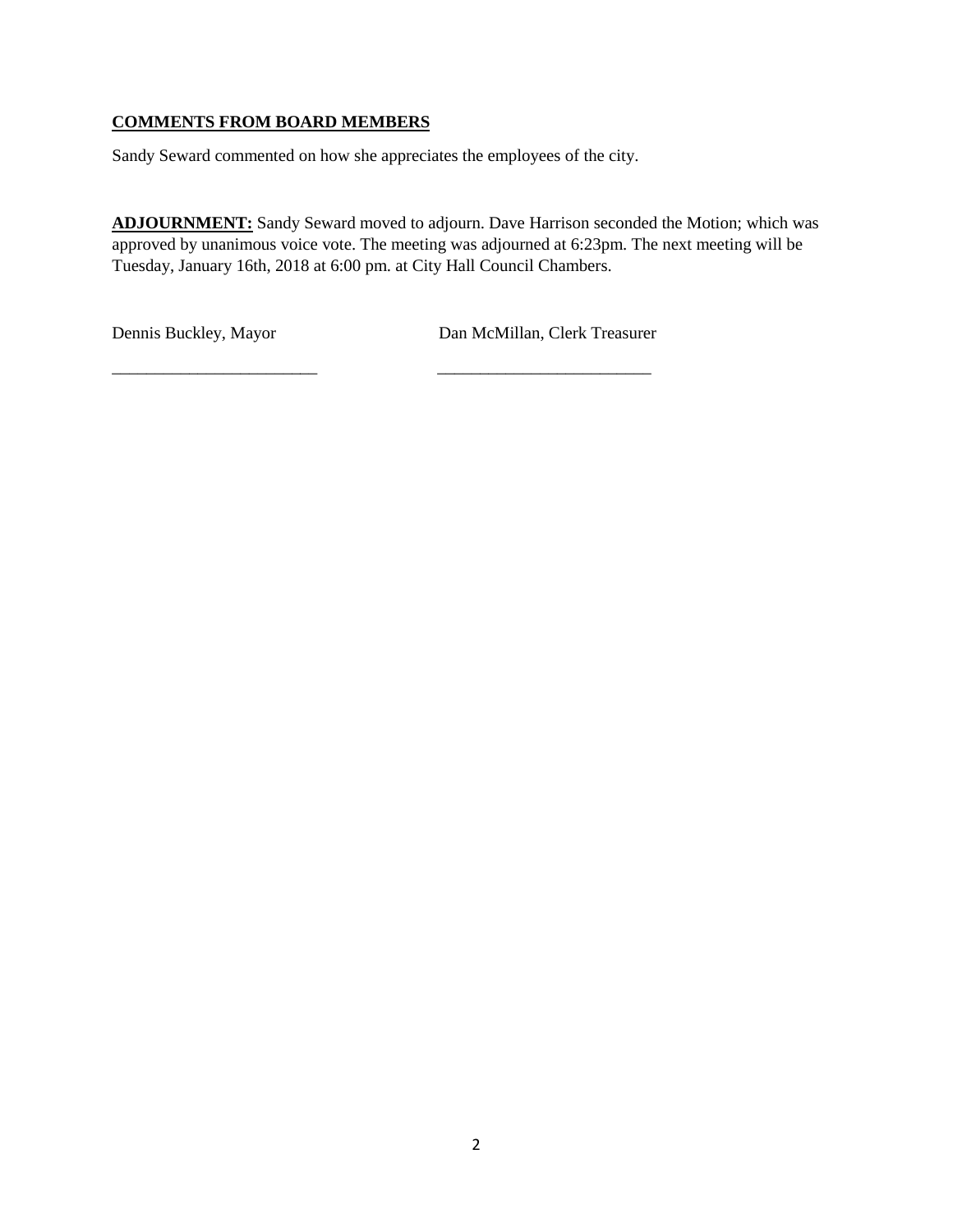**<u>COMMENTS FROM BOARD MEMBERS</u>**

Sandy Seward commented on how she appreciates the employees of the city.

**<u>ADJOURNMENT:</u>** Sandy Seward moved to adjourn. Dave Harrison seconded the Motion; which was approved by unanimous voice vote. The meeting was adjourned at 6:23pm. The next meeting will be Tuesday, January 16th, 2018 at 6:00 pm. at City Hall Council Chambers.

| | |
|---|---|
| Dennis Buckley, Mayor | Dan McMillan, Clerk Treasurer |
| ________________________ | _________________________ |